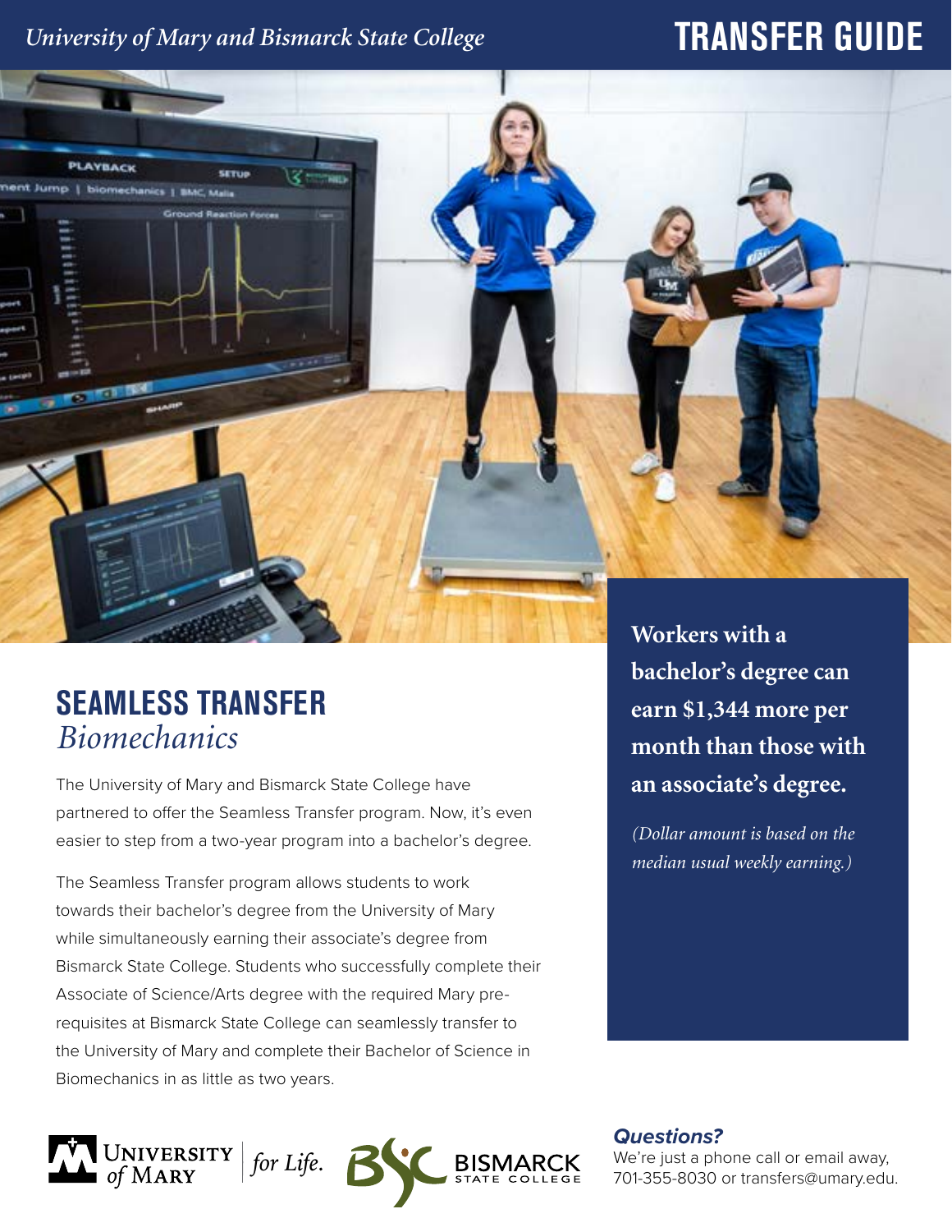*University of Mary and Bismarck State College*

# TRANSFER GUIDE

## SEAMLESS TRANSFER
*Biomechanics*

The University of Mary and Bismarck State College have partnered to offer the Seamless Transfer program. Now, it's even easier to step from a two-year program into a bachelor's degree.

The Seamless Transfer program allows students to work towards their bachelor's degree from the University of Mary while simultaneously earning their associate's degree from Bismarck State College. Students who successfully complete their Associate of Science/Arts degree with the required Mary pre-requisites at Bismarck State College can seamlessly transfer to the University of Mary and complete their Bachelor of Science in Biomechanics in as little as two years.

**Workers with a bachelor's degree can earn $1,344 more per month than those with an associate's degree.**

*(Dollar amount is based on the median usual weekly earning.)*

***Questions?***

We're just a phone call or email away, 701-355-8030 or transfers@umary.edu.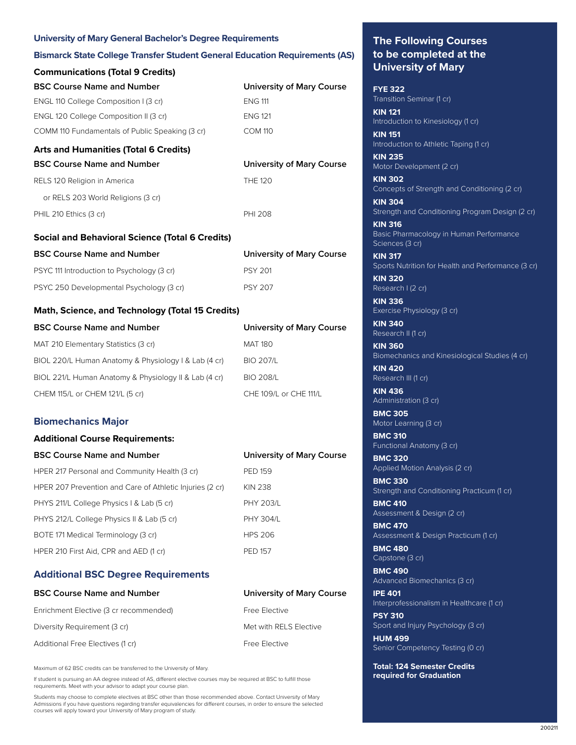## University of Mary General Bachelor's Degree Requirements

### Bismarck State College Transfer Student General Education Requirements (AS)

#### Communications (Total 9 Credits)

| BSC Course Name and Number | University of Mary Course |
|---|---|
| ENGL 110 College Composition I (3 cr) | ENG 111 |
| ENGL 120 College Composition II (3 cr) | ENG 121 |
| COMM 110 Fundamentals of Public Speaking (3 cr) | COM 110 |

#### Arts and Humanities (Total 6 Credits)

| BSC Course Name and Number | University of Mary Course |
|---|---|
| RELS 120 Religion in America | THE 120 |
| or RELS 203 World Religions (3 cr) | |
| PHIL 210 Ethics (3 cr) | PHI 208 |

#### Social and Behavioral Science (Total 6 Credits)

| BSC Course Name and Number | University of Mary Course |
|---|---|
| PSYC 111 Introduction to Psychology (3 cr) | PSY 201 |
| PSYC 250 Developmental Psychology (3 cr) | PSY 207 |

#### Math, Science, and Technology (Total 15 Credits)

| BSC Course Name and Number | University of Mary Course |
|---|---|
| MAT 210 Elementary Statistics (3 cr) | MAT 180 |
| BIOL 220/L Human Anatomy & Physiology I & Lab (4 cr) | BIO 207/L |
| BIOL 221/L Human Anatomy & Physiology II & Lab (4 cr) | BIO 208/L |
| CHEM 115/L or CHEM 121/L (5 cr) | CHE 109/L or CHE 111/L |

## Biomechanics Major

#### Additional Course Requirements:

| BSC Course Name and Number | University of Mary Course |
|---|---|
| HPER 217 Personal and Community Health (3 cr) | PED 159 |
| HPER 207 Prevention and Care of Athletic Injuries (2 cr) | KIN 238 |
| PHYS 211/L College Physics I & Lab (5 cr) | PHY 203/L |
| PHYS 212/L College Physics II & Lab (5 cr) | PHY 304/L |
| BOTE 171 Medical Terminology (3 cr) | HPS 206 |
| HPER 210 First Aid, CPR and AED (1 cr) | PED 157 |

## Additional BSC Degree Requirements

| BSC Course Name and Number | University of Mary Course |
|---|---|
| Enrichment Elective (3 cr recommended) | Free Elective |
| Diversity Requirement (3 cr) | Met with RELS Elective |
| Additional Free Electives (1 cr) | Free Elective |

Maximum of 62 BSC credits can be transferred to the University of Mary.

If student is pursuing an AA degree instead of AS, different elective courses may be required at BSC to fulfill those requirements. Meet with your advisor to adapt your course plan.

Students may choose to complete electives at BSC other than those recommended above. Contact University of Mary Admissions if you have questions regarding transfer equivalencies for different courses, in order to ensure the selected courses will apply toward your University of Mary program of study.

## The Following Courses to be completed at the University of Mary

**FYE 322**
Transition Seminar (1 cr)

**KIN 121**
Introduction to Kinesiology (1 cr)

**KIN 151**
Introduction to Athletic Taping (1 cr)

**KIN 235**
Motor Development (2 cr)

**KIN 302**
Concepts of Strength and Conditioning (2 cr)

**KIN 304**
Strength and Conditioning Program Design (2 cr)

**KIN 316**
Basic Pharmacology in Human Performance Sciences (3 cr)

**KIN 317**
Sports Nutrition for Health and Performance (3 cr)

**KIN 320**
Research I (2 cr)

**KIN 336**
Exercise Physiology (3 cr)

**KIN 340**
Research II (1 cr)

**KIN 360**
Biomechanics and Kinesiological Studies (4 cr)

**KIN 420**
Research III (1 cr)

**KIN 436**
Administration (3 cr)

**BMC 305**
Motor Learning (3 cr)

**BMC 310**
Functional Anatomy (3 cr)

**BMC 320**
Applied Motion Analysis (2 cr)

**BMC 330**
Strength and Conditioning Practicum (1 cr)

**BMC 410**
Assessment & Design (2 cr)

**BMC 470**
Assessment & Design Practicum (1 cr)

**BMC 480**
Capstone (3 cr)

**BMC 490**
Advanced Biomechanics (3 cr)

**IPE 401**
Interprofessionalism in Healthcare (1 cr)

**PSY 310**
Sport and Injury Psychology (3 cr)

**HUM 499**
Senior Competency Testing (0 cr)

**Total: 124 Semester Credits required for Graduation**

200211